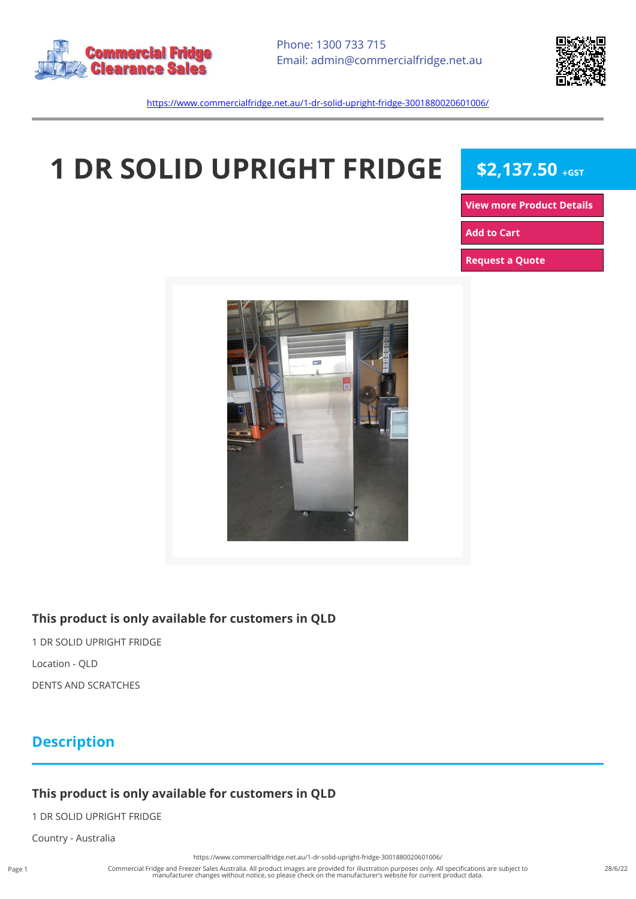Commercial Fridge Clearance Sales

Phone: 1300 733 715
Email: admin@commercialfridge.net.au

https://www.commercialfridge.net.au/1-dr-solid-upright-fridge-3001880020601006/

# 1 DR SOLID UPRIGHT FRIDGE

**$2,137.50** +GST

View more Product Details

Add to Cart

Request a Quote

### This product is only available for customers in QLD

1 DR SOLID UPRIGHT FRIDGE

Location - QLD

DENTS AND SCRATCHES

## Description

### This product is only available for customers in QLD

1 DR SOLID UPRIGHT FRIDGE

Country - Australia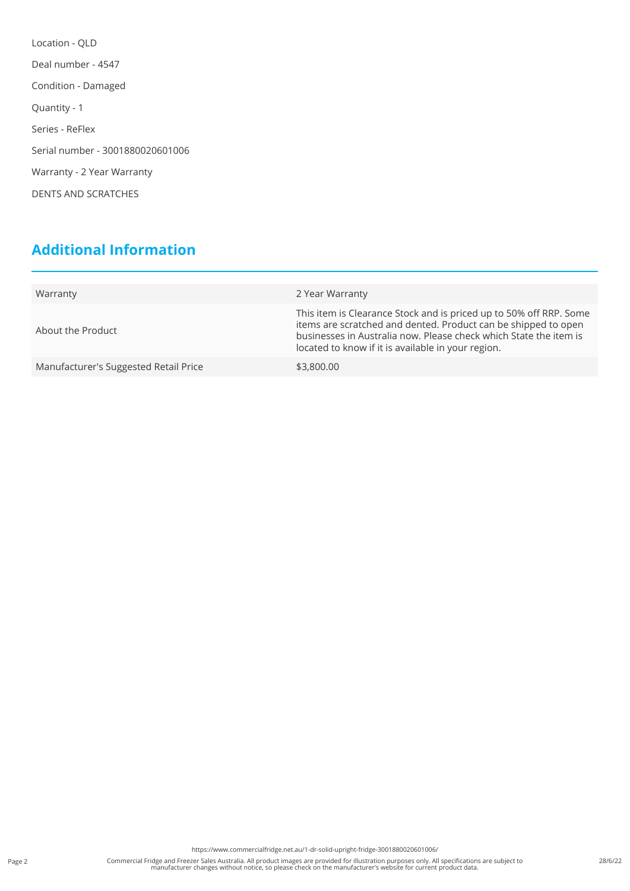Location - QLD

Deal number - 4547

Condition - Damaged

Quantity - 1

Series - ReFlex

Serial number - 3001880020601006

Warranty - 2 Year Warranty

DENTS AND SCRATCHES

## Additional Information

| | |
|---|---|
| Warranty | 2 Year Warranty |
| About the Product | This item is Clearance Stock and is priced up to 50% off RRP. Some items are scratched and dented. Product can be shipped to open businesses in Australia now. Please check which State the item is located to know if it is available in your region. |
| Manufacturer's Suggested Retail Price | $3,800.00 |